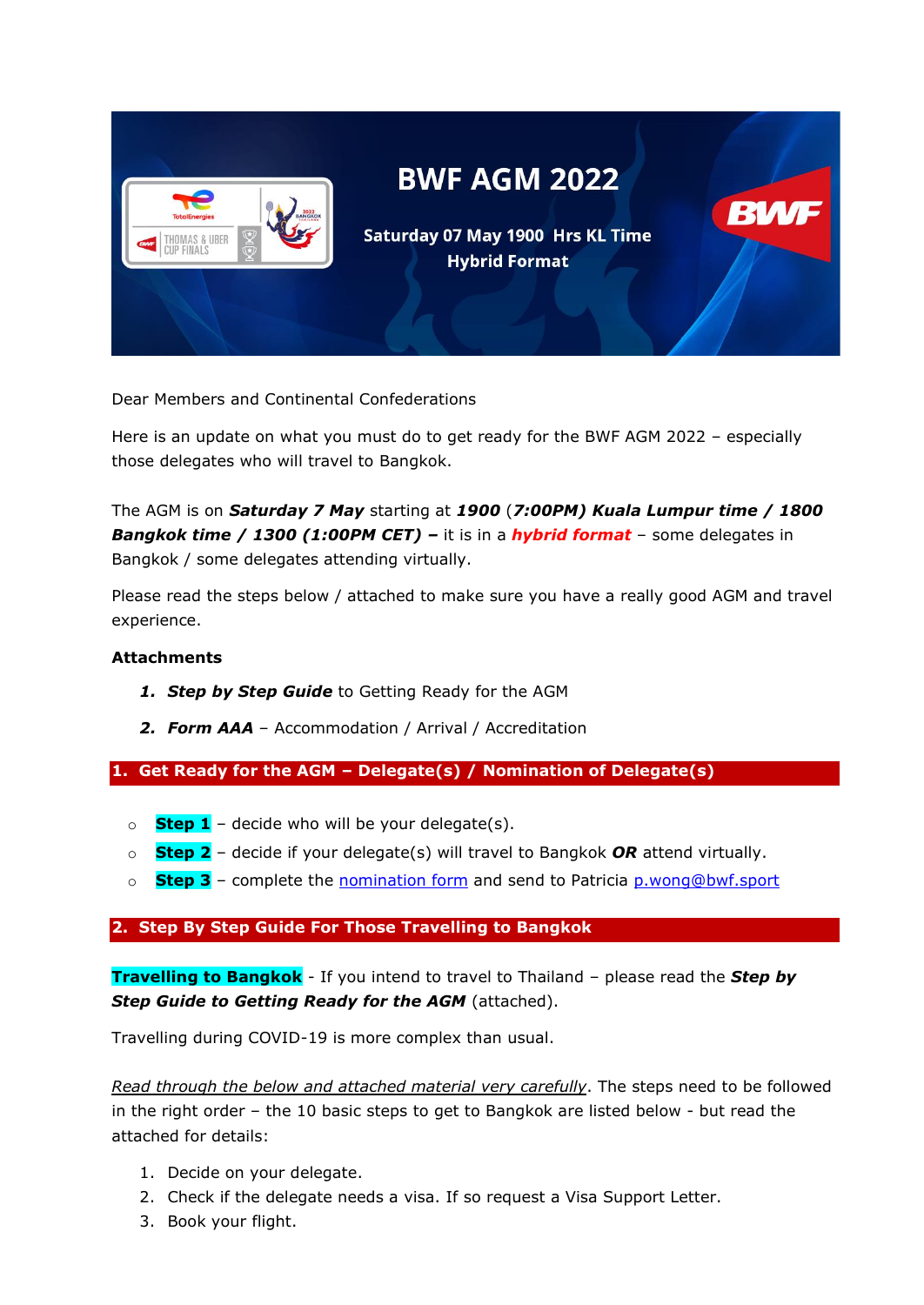# BWF AGM 2022

**Saturday 07 May 1900 Hrs KL Time**
**Hybrid Format**

Dear Members and Continental Confederations

Here is an update on what you must do to get ready for the BWF AGM 2022 – especially those delegates who will travel to Bangkok.

The AGM is on ***Saturday 7 May*** starting at ***1900*** (***7:00PM) Kuala Lumpur time / 1800 Bangkok time / 1300 (1:00PM CET) –*** it is in a ***hybrid format*** – some delegates in Bangkok / some delegates attending virtually.

Please read the steps below / attached to make sure you have a really good AGM and travel experience.

**Attachments**

1. ***Step by Step Guide*** to Getting Ready for the AGM
2. ***Form AAA*** – Accommodation / Arrival / Accreditation

## 1. Get Ready for the AGM – Delegate(s) / Nomination of Delegate(s)

- **Step 1** – decide who will be your delegate(s).
- **Step 2** – decide if your delegate(s) will travel to Bangkok ***OR*** attend virtually.
- **Step 3** – complete the nomination form and send to Patricia p.wong@bwf.sport

## 2. Step By Step Guide For Those Travelling to Bangkok

**Travelling to Bangkok** - If you intend to travel to Thailand – please read the ***Step by Step Guide to Getting Ready for the AGM*** (attached).

Travelling during COVID-19 is more complex than usual.

*Read through the below and attached material very carefully*. The steps need to be followed in the right order – the 10 basic steps to get to Bangkok are listed below - but read the attached for details:

1. Decide on your delegate.
2. Check if the delegate needs a visa. If so request a Visa Support Letter.
3. Book your flight.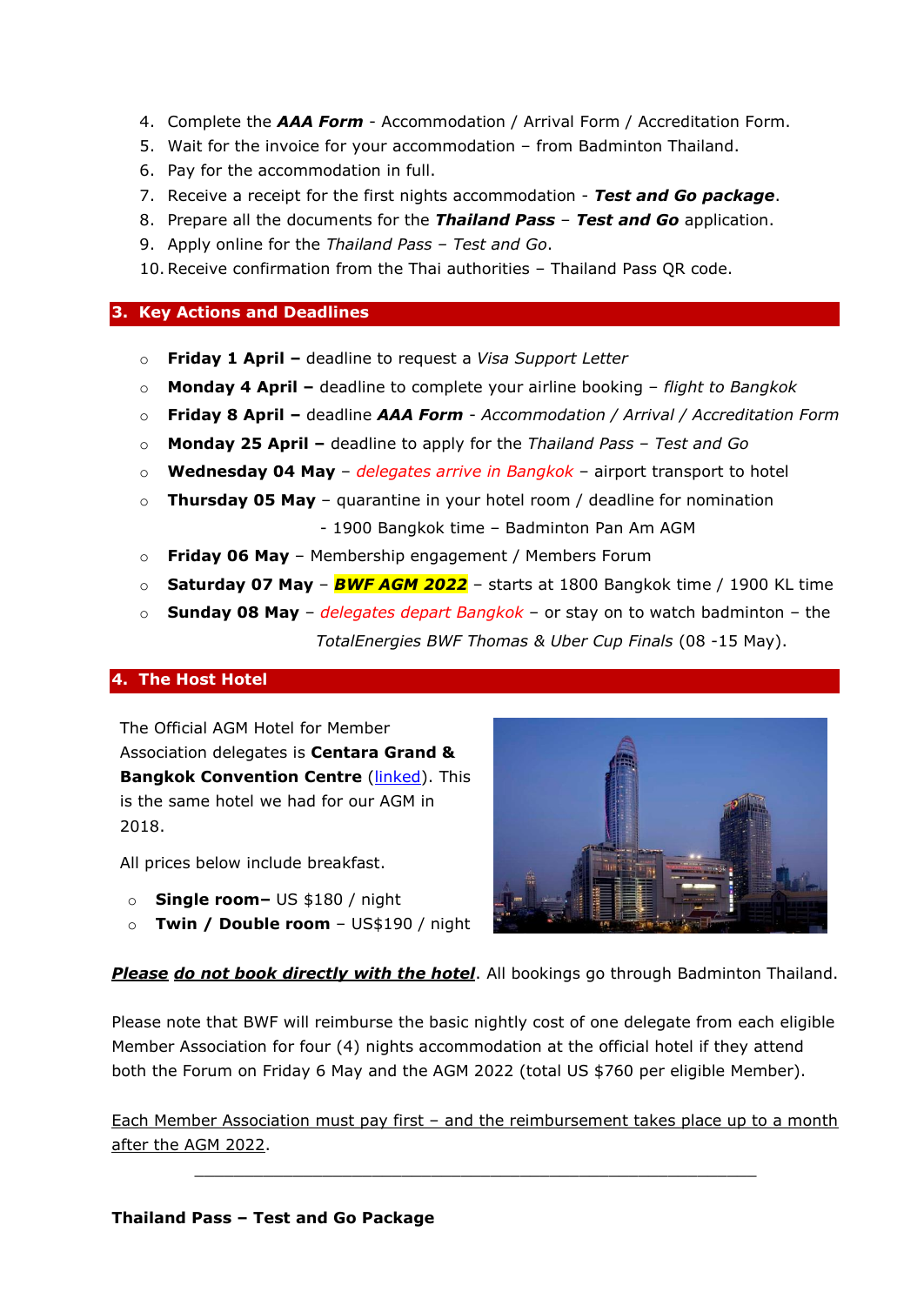4. Complete the ***AAA Form*** - Accommodation / Arrival Form / Accreditation Form.
5. Wait for the invoice for your accommodation – from Badminton Thailand.
6. Pay for the accommodation in full.
7. Receive a receipt for the first nights accommodation - ***Test and Go package***.
8. Prepare all the documents for the ***Thailand Pass*** – ***Test and Go*** application.
9. Apply online for the *Thailand Pass – Test and Go*.
10. Receive confirmation from the Thai authorities – Thailand Pass QR code.

## 3. Key Actions and Deadlines

- **Friday 1 April –** deadline to request a *Visa Support Letter*
- **Monday 4 April –** deadline to complete your airline booking – *flight to Bangkok*
- **Friday 8 April –** deadline ***AAA Form*** - *Accommodation / Arrival / Accreditation Form*
- **Monday 25 April –** deadline to apply for the *Thailand Pass – Test and Go*
- **Wednesday 04 May** – *delegates arrive in Bangkok* – airport transport to hotel
- **Thursday 05 May** – quarantine in your hotel room / deadline for nomination
  - 1900 Bangkok time – Badminton Pan Am AGM
- **Friday 06 May** – Membership engagement / Members Forum
- **Saturday 07 May** – ***BWF AGM 2022*** – starts at 1800 Bangkok time / 1900 KL time
- **Sunday 08 May** – *delegates depart Bangkok* – or stay on to watch badminton – the *TotalEnergies BWF Thomas & Uber Cup Finals* (08 -15 May).

## 4. The Host Hotel

The Official AGM Hotel for Member Association delegates is **Centara Grand & Bangkok Convention Centre** (linked). This is the same hotel we had for our AGM in 2018.

All prices below include breakfast.

- **Single room–** US $180 / night
- **Twin / Double room** – US$190 / night

***Please do not book directly with the hotel***. All bookings go through Badminton Thailand.

Please note that BWF will reimburse the basic nightly cost of one delegate from each eligible Member Association for four (4) nights accommodation at the official hotel if they attend both the Forum on Friday 6 May and the AGM 2022 (total US $760 per eligible Member).

Each Member Association must pay first – and the reimbursement takes place up to a month after the AGM 2022.

---

**Thailand Pass – Test and Go Package**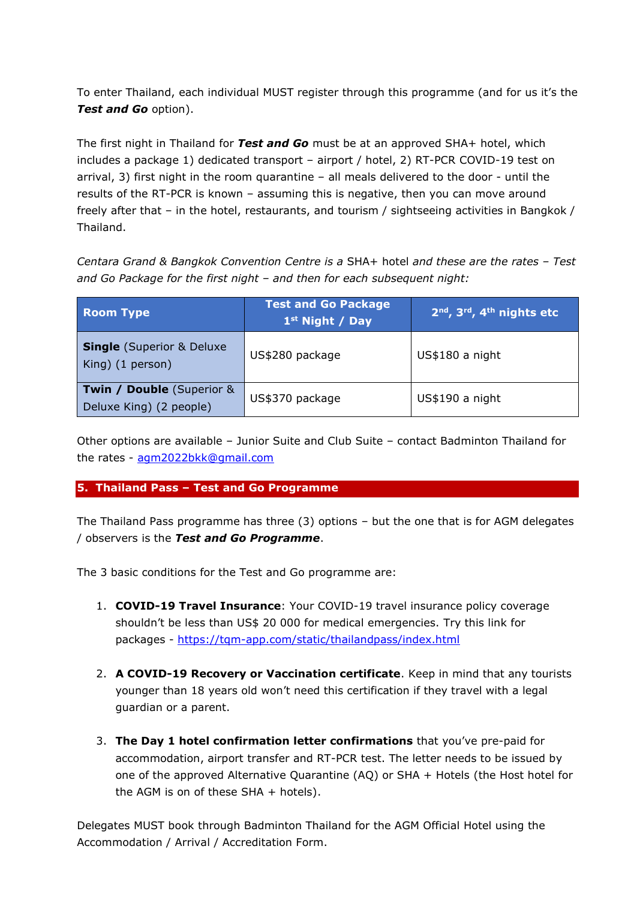To enter Thailand, each individual MUST register through this programme (and for us it's the ***Test and Go*** option).

The first night in Thailand for ***Test and Go*** must be at an approved SHA+ hotel, which includes a package 1) dedicated transport – airport / hotel, 2) RT-PCR COVID-19 test on arrival, 3) first night in the room quarantine – all meals delivered to the door - until the results of the RT-PCR is known – assuming this is negative, then you can move around freely after that – in the hotel, restaurants, and tourism / sightseeing activities in Bangkok / Thailand.

*Centara Grand & Bangkok Convention Centre is a* SHA+ hotel *and these are the rates – Test and Go Package for the first night – and then for each subsequent night:*

| Room Type | Test and Go Package 1st Night / Day | 2nd, 3rd, 4th nights etc |
|---|---|---|
| **Single** (Superior & Deluxe King) (1 person) | US$280 package | US$180 a night |
| **Twin / Double** (Superior & Deluxe King) (2 people) | US$370 package | US$190 a night |

Other options are available – Junior Suite and Club Suite – contact Badminton Thailand for the rates - agm2022bkk@gmail.com

## 5. Thailand Pass – Test and Go Programme

The Thailand Pass programme has three (3) options – but the one that is for AGM delegates / observers is the ***Test and Go Programme***.

The 3 basic conditions for the Test and Go programme are:

1. **COVID-19 Travel Insurance**: Your COVID-19 travel insurance policy coverage shouldn't be less than US$ 20 000 for medical emergencies. Try this link for packages - https://tqm-app.com/static/thailandpass/index.html

2. **A COVID-19 Recovery or Vaccination certificate**. Keep in mind that any tourists younger than 18 years old won't need this certification if they travel with a legal guardian or a parent.

3. **The Day 1 hotel confirmation letter confirmations** that you've pre-paid for accommodation, airport transfer and RT-PCR test. The letter needs to be issued by one of the approved Alternative Quarantine (AQ) or SHA + Hotels (the Host hotel for the AGM is on of these SHA + hotels).

Delegates MUST book through Badminton Thailand for the AGM Official Hotel using the Accommodation / Arrival / Accreditation Form.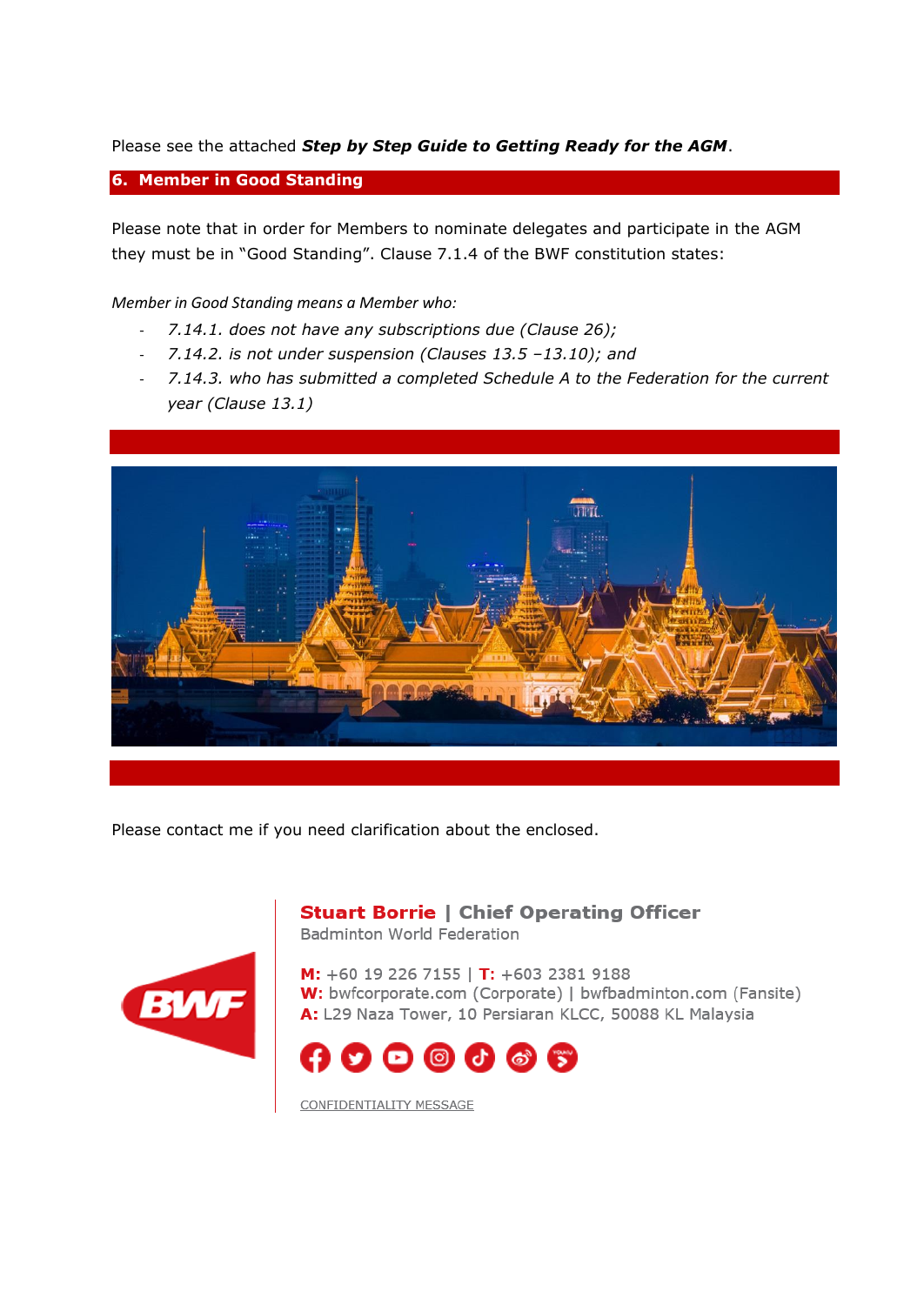Please see the attached ***Step by Step Guide to Getting Ready for the AGM***.

## 6. Member in Good Standing

Please note that in order for Members to nominate delegates and participate in the AGM they must be in "Good Standing". Clause 7.1.4 of the BWF constitution states:

*Member in Good Standing means a Member who:*

- *7.14.1. does not have any subscriptions due (Clause 26);*
- *7.14.2. is not under suspension (Clauses 13.5 –13.10); and*
- *7.14.3. who has submitted a completed Schedule A to the Federation for the current year (Clause 13.1)*

Please contact me if you need clarification about the enclosed.

**Stuart Borrie** | **Chief Operating Officer**
Badminton World Federation

**M:** +60 19 226 7155 | **T:** +603 2381 9188
**W:** bwfcorporate.com (Corporate) | bwfbadminton.com (Fansite)
**A:** L29 Naza Tower, 10 Persiaran KLCC, 50088 KL Malaysia

CONFIDENTIALITY MESSAGE